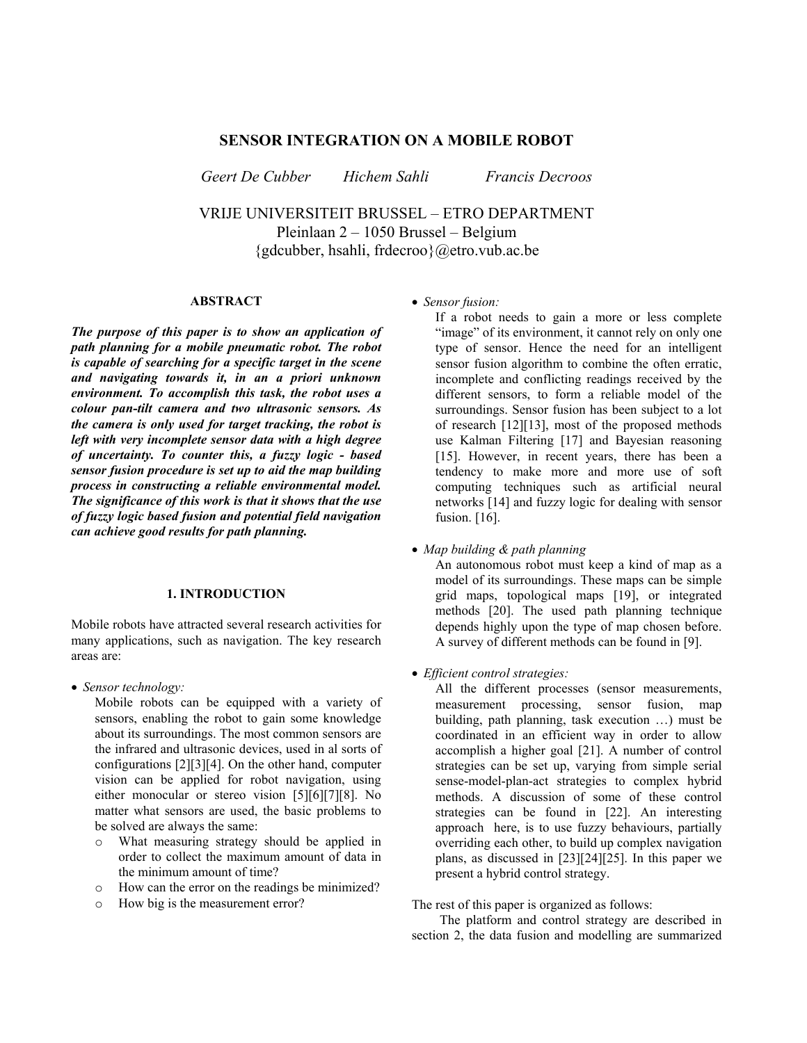# SENSOR INTEGRATION ON A MOBILE ROBOT

*Geert De Cubber &nbsp;&nbsp;&nbsp;&nbsp; Hichem Sahli &nbsp;&nbsp;&nbsp;&nbsp; Francis Decroos*

VRIJE UNIVERSITEIT BRUSSEL – ETRO DEPARTMENT
Pleinlaan 2 – 1050 Brussel – Belgium
{gdcubber, hsahli, frdecroo}@etro.vub.ac.be

### ABSTRACT

***The purpose of this paper is to show an application of path planning for a mobile pneumatic robot. The robot is capable of searching for a specific target in the scene and navigating towards it, in an a priori unknown environment. To accomplish this task, the robot uses a colour pan-tilt camera and two ultrasonic sensors. As the camera is only used for target tracking, the robot is left with very incomplete sensor data with a high degree of uncertainty. To counter this, a fuzzy logic - based sensor fusion procedure is set up to aid the map building process in constructing a reliable environmental model. The significance of this work is that it shows that the use of fuzzy logic based fusion and potential field navigation can achieve good results for path planning.***

## 1. INTRODUCTION

Mobile robots have attracted several research activities for many applications, such as navigation. The key research areas are:

- *Sensor technology:*
  Mobile robots can be equipped with a variety of sensors, enabling the robot to gain some knowledge about its surroundings. The most common sensors are the infrared and ultrasonic devices, used in al sorts of configurations [2][3][4]. On the other hand, computer vision can be applied for robot navigation, using either monocular or stereo vision [5][6][7][8]. No matter what sensors are used, the basic problems to be solved are always the same:
  - What measuring strategy should be applied in order to collect the maximum amount of data in the minimum amount of time?
  - How can the error on the readings be minimized?
  - How big is the measurement error?
- *Sensor fusion:*
  If a robot needs to gain a more or less complete "image" of its environment, it cannot rely on only one type of sensor. Hence the need for an intelligent sensor fusion algorithm to combine the often erratic, incomplete and conflicting readings received by the different sensors, to form a reliable model of the surroundings. Sensor fusion has been subject to a lot of research [12][13], most of the proposed methods use Kalman Filtering [17] and Bayesian reasoning [15]. However, in recent years, there has been a tendency to make more and more use of soft computing techniques such as artificial neural networks [14] and fuzzy logic for dealing with sensor fusion. [16].
- *Map building & path planning*
  An autonomous robot must keep a kind of map as a model of its surroundings. These maps can be simple grid maps, topological maps [19], or integrated methods [20]. The used path planning technique depends highly upon the type of map chosen before. A survey of different methods can be found in [9].
- *Efficient control strategies:*
  All the different processes (sensor measurements, measurement processing, sensor fusion, map building, path planning, task execution …) must be coordinated in an efficient way in order to allow accomplish a higher goal [21]. A number of control strategies can be set up, varying from simple serial sense-model-plan-act strategies to complex hybrid methods. A discussion of some of these control strategies can be found in [22]. An interesting approach here, is to use fuzzy behaviours, partially overriding each other, to build up complex navigation plans, as discussed in [23][24][25]. In this paper we present a hybrid control strategy.

The rest of this paper is organized as follows:

The platform and control strategy are described in section 2, the data fusion and modelling are summarized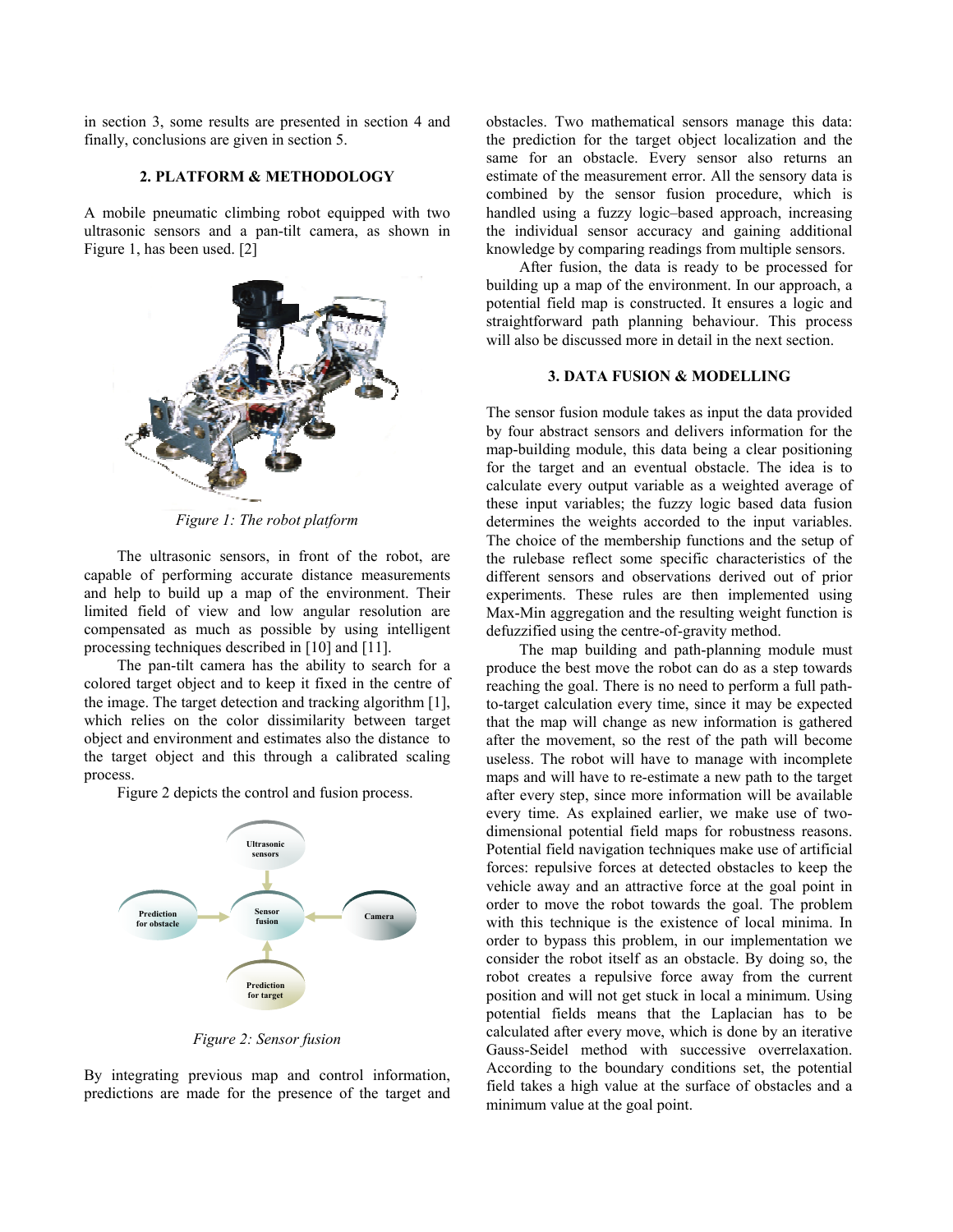in section 3, some results are presented in section 4 and finally, conclusions are given in section 5.

## 2. PLATFORM & METHODOLOGY

A mobile pneumatic climbing robot equipped with two ultrasonic sensors and a pan-tilt camera, as shown in Figure 1, has been used. [2]

*Figure 1: The robot platform*

The ultrasonic sensors, in front of the robot, are capable of performing accurate distance measurements and help to build up a map of the environment. Their limited field of view and low angular resolution are compensated as much as possible by using intelligent processing techniques described in [10] and [11].

The pan-tilt camera has the ability to search for a colored target object and to keep it fixed in the centre of the image. The target detection and tracking algorithm [1], which relies on the color dissimilarity between target object and environment and estimates also the distance to the target object and this through a calibrated scaling process.

Figure 2 depicts the control and fusion process.

*Figure 2: Sensor fusion*

By integrating previous map and control information, predictions are made for the presence of the target and obstacles. Two mathematical sensors manage this data: the prediction for the target object localization and the same for an obstacle. Every sensor also returns an estimate of the measurement error. All the sensory data is combined by the sensor fusion procedure, which is handled using a fuzzy logic–based approach, increasing the individual sensor accuracy and gaining additional knowledge by comparing readings from multiple sensors.

After fusion, the data is ready to be processed for building up a map of the environment. In our approach, a potential field map is constructed. It ensures a logic and straightforward path planning behaviour. This process will also be discussed more in detail in the next section.

## 3. DATA FUSION & MODELLING

The sensor fusion module takes as input the data provided by four abstract sensors and delivers information for the map-building module, this data being a clear positioning for the target and an eventual obstacle. The idea is to calculate every output variable as a weighted average of these input variables; the fuzzy logic based data fusion determines the weights accorded to the input variables. The choice of the membership functions and the setup of the rulebase reflect some specific characteristics of the different sensors and observations derived out of prior experiments. These rules are then implemented using Max-Min aggregation and the resulting weight function is defuzzified using the centre-of-gravity method.

The map building and path-planning module must produce the best move the robot can do as a step towards reaching the goal. There is no need to perform a full path-to-target calculation every time, since it may be expected that the map will change as new information is gathered after the movement, so the rest of the path will become useless. The robot will have to manage with incomplete maps and will have to re-estimate a new path to the target after every step, since more information will be available every time. As explained earlier, we make use of two-dimensional potential field maps for robustness reasons. Potential field navigation techniques make use of artificial forces: repulsive forces at detected obstacles to keep the vehicle away and an attractive force at the goal point in order to move the robot towards the goal. The problem with this technique is the existence of local minima. In order to bypass this problem, in our implementation we consider the robot itself as an obstacle. By doing so, the robot creates a repulsive force away from the current position and will not get stuck in local a minimum. Using potential fields means that the Laplacian has to be calculated after every move, which is done by an iterative Gauss-Seidel method with successive overrelaxation. According to the boundary conditions set, the potential field takes a high value at the surface of obstacles and a minimum value at the goal point.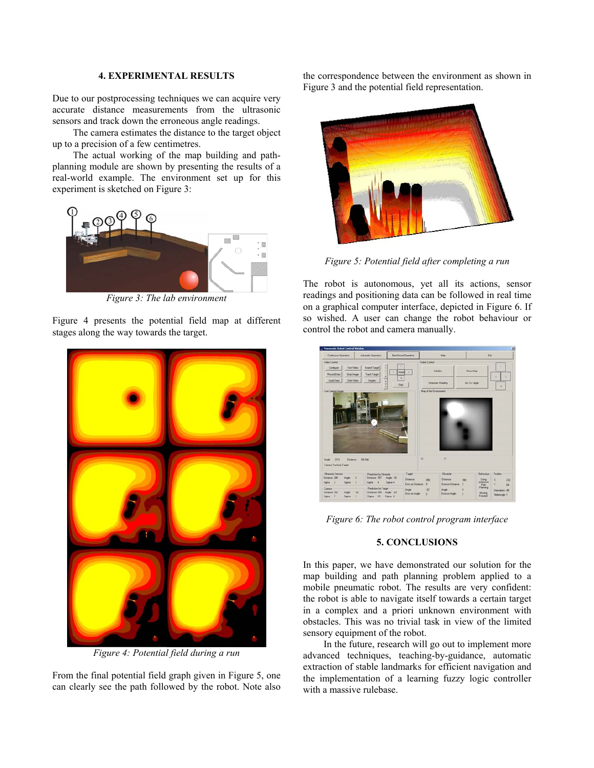### 4. EXPERIMENTAL RESULTS

Due to our postprocessing techniques we can acquire very accurate distance measurements from the ultrasonic sensors and track down the erroneous angle readings.

The camera estimates the distance to the target object up to a precision of a few centimetres.

The actual working of the map building and path-planning module are shown by presenting the results of a real-world example. The environment set up for this experiment is sketched on Figure 3:

*Figure 3: The lab environment*

Figure 4 presents the potential field map at different stages along the way towards the target.

*Figure 4: Potential field during a run*

From the final potential field graph given in Figure 5, one can clearly see the path followed by the robot. Note also the correspondence between the environment as shown in Figure 3 and the potential field representation.

*Figure 5: Potential field after completing a run*

The robot is autonomous, yet all its actions, sensor readings and positioning data can be followed in real time on a graphical computer interface, depicted in Figure 6. If so wished. A user can change the robot behaviour or control the robot and camera manually.

*Figure 6: The robot control program interface*

### 5. CONCLUSIONS

In this paper, we have demonstrated our solution for the map building and path planning problem applied to a mobile pneumatic robot. The results are very confident: the robot is able to navigate itself towards a certain target in a complex and a priori unknown environment with obstacles. This was no trivial task in view of the limited sensory equipment of the robot.

In the future, research will go out to implement more advanced techniques, teaching-by-guidance, automatic extraction of stable landmarks for efficient navigation and the implementation of a learning fuzzy logic controller with a massive rulebase.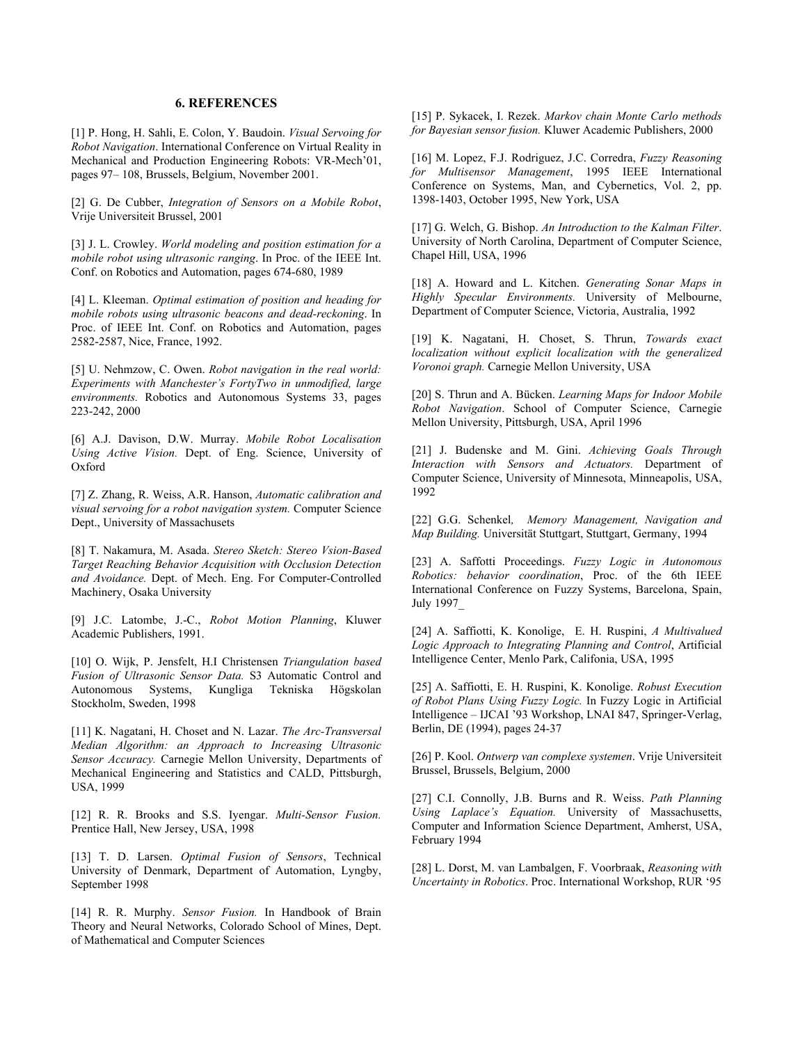## 6. REFERENCES

[1] P. Hong, H. Sahli, E. Colon, Y. Baudoin. *Visual Servoing for Robot Navigation*. International Conference on Virtual Reality in Mechanical and Production Engineering Robots: VR-Mech'01, pages 97– 108, Brussels, Belgium, November 2001.

[2] G. De Cubber, *Integration of Sensors on a Mobile Robot*, Vrije Universiteit Brussel, 2001

[3] J. L. Crowley. *World modeling and position estimation for a mobile robot using ultrasonic ranging*. In Proc. of the IEEE Int. Conf. on Robotics and Automation, pages 674-680, 1989

[4] L. Kleeman. *Optimal estimation of position and heading for mobile robots using ultrasonic beacons and dead-reckoning*. In Proc. of IEEE Int. Conf. on Robotics and Automation, pages 2582-2587, Nice, France, 1992.

[5] U. Nehmzow, C. Owen. *Robot navigation in the real world: Experiments with Manchester's FortyTwo in unmodified, large environments.* Robotics and Autonomous Systems 33, pages 223-242, 2000

[6] A.J. Davison, D.W. Murray. *Mobile Robot Localisation Using Active Vision.* Dept. of Eng. Science, University of Oxford

[7] Z. Zhang, R. Weiss, A.R. Hanson, *Automatic calibration and visual servoing for a robot navigation system.* Computer Science Dept., University of Massachusets

[8] T. Nakamura, M. Asada. *Stereo Sketch: Stereo Vsion-Based Target Reaching Behavior Acquisition with Occlusion Detection and Avoidance.* Dept. of Mech. Eng. For Computer-Controlled Machinery, Osaka University

[9] J.C. Latombe, J.-C., *Robot Motion Planning*, Kluwer Academic Publishers, 1991.

[10] O. Wijk, P. Jensfelt, H.I Christensen *Triangulation based Fusion of Ultrasonic Sensor Data.* S3 Automatic Control and Autonomous Systems, Kungliga Tekniska Högskolan Stockholm, Sweden, 1998

[11] K. Nagatani, H. Choset and N. Lazar. *The Arc-Transversal Median Algorithm: an Approach to Increasing Ultrasonic Sensor Accuracy.* Carnegie Mellon University, Departments of Mechanical Engineering and Statistics and CALD, Pittsburgh, USA, 1999

[12] R. R. Brooks and S.S. Iyengar. *Multi-Sensor Fusion.* Prentice Hall, New Jersey, USA, 1998

[13] T. D. Larsen. *Optimal Fusion of Sensors*, Technical University of Denmark, Department of Automation, Lyngby, September 1998

[14] R. R. Murphy. *Sensor Fusion.* In Handbook of Brain Theory and Neural Networks, Colorado School of Mines, Dept. of Mathematical and Computer Sciences

[15] P. Sykacek, I. Rezek. *Markov chain Monte Carlo methods for Bayesian sensor fusion.* Kluwer Academic Publishers, 2000

[16] M. Lopez, F.J. Rodriguez, J.C. Corredra, *Fuzzy Reasoning for Multisensor Management*, 1995 IEEE International Conference on Systems, Man, and Cybernetics, Vol. 2, pp. 1398-1403, October 1995, New York, USA

[17] G. Welch, G. Bishop. *An Introduction to the Kalman Filter*. University of North Carolina, Department of Computer Science, Chapel Hill, USA, 1996

[18] A. Howard and L. Kitchen. *Generating Sonar Maps in Highly Specular Environments.* University of Melbourne, Department of Computer Science, Victoria, Australia, 1992

[19] K. Nagatani, H. Choset, S. Thrun, *Towards exact localization without explicit localization with the generalized Voronoi graph.* Carnegie Mellon University, USA

[20] S. Thrun and A. Bücken. *Learning Maps for Indoor Mobile Robot Navigation*. School of Computer Science, Carnegie Mellon University, Pittsburgh, USA, April 1996

[21] J. Budenske and M. Gini. *Achieving Goals Through Interaction with Sensors and Actuators.* Department of Computer Science, University of Minnesota, Minneapolis, USA, 1992

[22] G.G. Schenkel*, Memory Management, Navigation and Map Building.* Universität Stuttgart, Stuttgart, Germany, 1994

[23] A. Saffotti Proceedings. *Fuzzy Logic in Autonomous Robotics: behavior coordination*, Proc. of the 6th IEEE International Conference on Fuzzy Systems, Barcelona, Spain, July 1997_

[24] A. Saffiotti, K. Konolige, E. H. Ruspini, *A Multivalued Logic Approach to Integrating Planning and Control*, Artificial Intelligence Center, Menlo Park, Califonia, USA, 1995

[25] A. Saffiotti, E. H. Ruspini, K. Konolige. *Robust Execution of Robot Plans Using Fuzzy Logic.* In Fuzzy Logic in Artificial Intelligence – IJCAI '93 Workshop, LNAI 847, Springer-Verlag, Berlin, DE (1994), pages 24-37

[26] P. Kool. *Ontwerp van complexe systemen*. Vrije Universiteit Brussel, Brussels, Belgium, 2000

[27] C.I. Connolly, J.B. Burns and R. Weiss. *Path Planning Using Laplace's Equation.* University of Massachusetts, Computer and Information Science Department, Amherst, USA, February 1994

[28] L. Dorst, M. van Lambalgen, F. Voorbraak, *Reasoning with Uncertainty in Robotics*. Proc. International Workshop, RUR '95